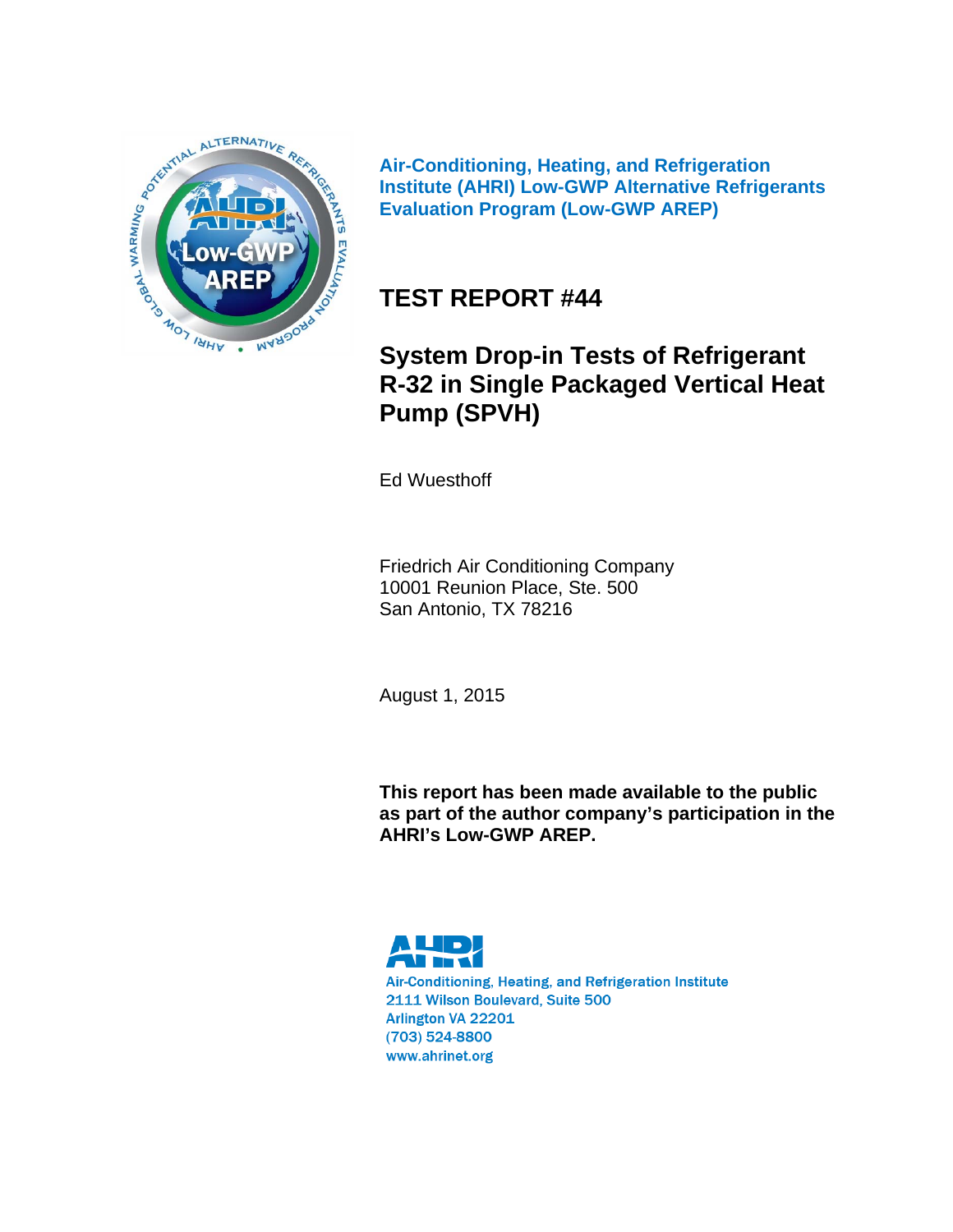**Air-Conditioning, Heating, and Refrigeration Institute (AHRI) Low-GWP Alternative Refrigerants Evaluation Program (Low-GWP AREP)**

# TEST REPORT #44

## System Drop-in Tests of Refrigerant R-32 in Single Packaged Vertical Heat Pump (SPVH)

Ed Wuesthoff

Friedrich Air Conditioning Company
10001 Reunion Place, Ste. 500
San Antonio, TX 78216

August 1, 2015

**This report has been made available to the public as part of the author company's participation in the AHRI's Low-GWP AREP.**

AHRI
Air-Conditioning, Heating, and Refrigeration Institute
2111 Wilson Boulevard, Suite 500
Arlington VA 22201
(703) 524-8800
www.ahrinet.org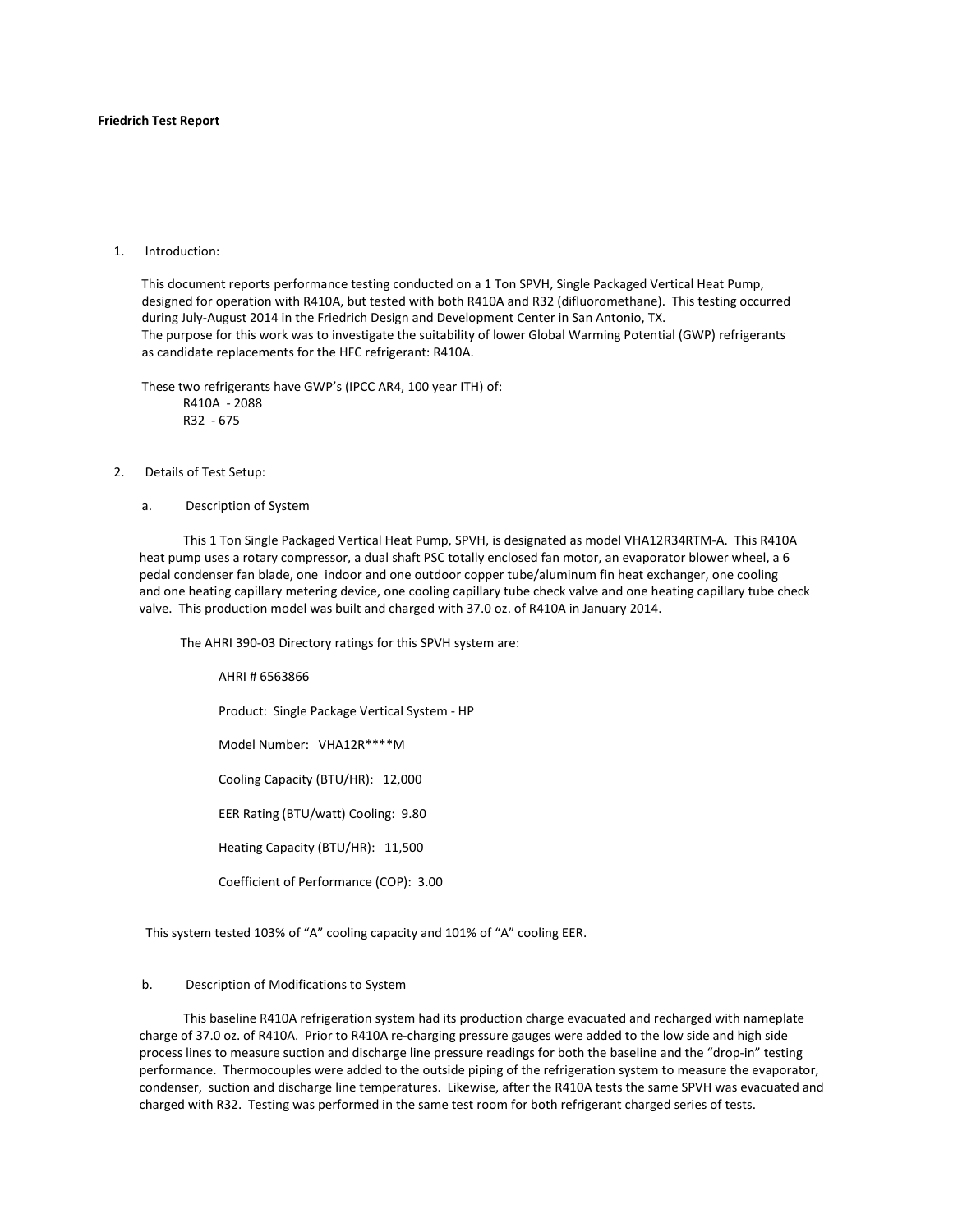**Friedrich Test Report**

1. Introduction:

This document reports performance testing conducted on a 1 Ton SPVH, Single Packaged Vertical Heat Pump, designed for operation with R410A, but tested with both R410A and R32 (difluoromethane). This testing occurred during July-August 2014 in the Friedrich Design and Development Center in San Antonio, TX. The purpose for this work was to investigate the suitability of lower Global Warming Potential (GWP) refrigerants as candidate replacements for the HFC refrigerant: R410A.

These two refrigerants have GWP's (IPCC AR4, 100 year ITH) of:

R410A - 2088
R32 - 675

2. Details of Test Setup:

a. Description of System

This 1 Ton Single Packaged Vertical Heat Pump, SPVH, is designated as model VHA12R34RTM-A. This R410A heat pump uses a rotary compressor, a dual shaft PSC totally enclosed fan motor, an evaporator blower wheel, a 6 pedal condenser fan blade, one indoor and one outdoor copper tube/aluminum fin heat exchanger, one cooling and one heating capillary metering device, one cooling capillary tube check valve and one heating capillary tube check valve. This production model was built and charged with 37.0 oz. of R410A in January 2014.

The AHRI 390-03 Directory ratings for this SPVH system are:

AHRI # 6563866

Product: Single Package Vertical System - HP

Model Number: VHA12R****M

Cooling Capacity (BTU/HR): 12,000

EER Rating (BTU/watt) Cooling: 9.80

Heating Capacity (BTU/HR): 11,500

Coefficient of Performance (COP): 3.00

This system tested 103% of "A" cooling capacity and 101% of "A" cooling EER.

b. Description of Modifications to System

This baseline R410A refrigeration system had its production charge evacuated and recharged with nameplate charge of 37.0 oz. of R410A. Prior to R410A re-charging pressure gauges were added to the low side and high side process lines to measure suction and discharge line pressure readings for both the baseline and the "drop-in" testing performance. Thermocouples were added to the outside piping of the refrigeration system to measure the evaporator, condenser, suction and discharge line temperatures. Likewise, after the R410A tests the same SPVH was evacuated and charged with R32. Testing was performed in the same test room for both refrigerant charged series of tests.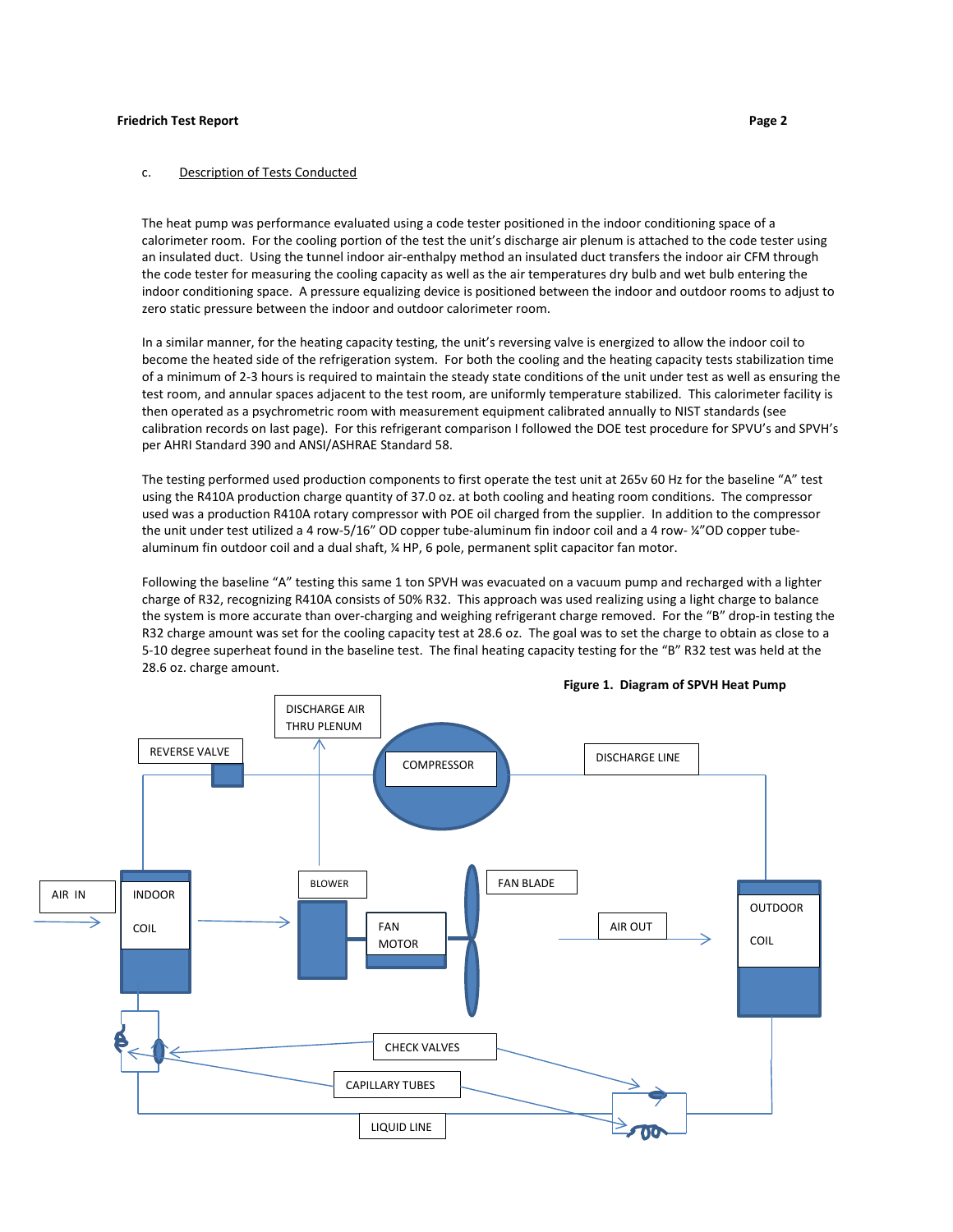c. <u>Description of Tests Conducted</u>

The heat pump was performance evaluated using a code tester positioned in the indoor conditioning space of a calorimeter room. For the cooling portion of the test the unit's discharge air plenum is attached to the code tester using an insulated duct. Using the tunnel indoor air-enthalpy method an insulated duct transfers the indoor air CFM through the code tester for measuring the cooling capacity as well as the air temperatures dry bulb and wet bulb entering the indoor conditioning space. A pressure equalizing device is positioned between the indoor and outdoor rooms to adjust to zero static pressure between the indoor and outdoor calorimeter room.

In a similar manner, for the heating capacity testing, the unit's reversing valve is energized to allow the indoor coil to become the heated side of the refrigeration system. For both the cooling and the heating capacity tests stabilization time of a minimum of 2-3 hours is required to maintain the steady state conditions of the unit under test as well as ensuring the test room, and annular spaces adjacent to the test room, are uniformly temperature stabilized. This calorimeter facility is then operated as a psychrometric room with measurement equipment calibrated annually to NIST standards (see calibration records on last page). For this refrigerant comparison I followed the DOE test procedure for SPVU's and SPVH's per AHRI Standard 390 and ANSI/ASHRAE Standard 58.

The testing performed used production components to first operate the test unit at 265v 60 Hz for the baseline "A" test using the R410A production charge quantity of 37.0 oz. at both cooling and heating room conditions. The compressor used was a production R410A rotary compressor with POE oil charged from the supplier. In addition to the compressor the unit under test utilized a 4 row-5/16" OD copper tube-aluminum fin indoor coil and a 4 row- ¼"OD copper tube-aluminum fin outdoor coil and a dual shaft, ¼ HP, 6 pole, permanent split capacitor fan motor.

Following the baseline "A" testing this same 1 ton SPVH was evacuated on a vacuum pump and recharged with a lighter charge of R32, recognizing R410A consists of 50% R32. This approach was used realizing using a light charge to balance the system is more accurate than over-charging and weighing refrigerant charge removed. For the "B" drop-in testing the R32 charge amount was set for the cooling capacity test at 28.6 oz. The goal was to set the charge to obtain as close to a 5-10 degree superheat found in the baseline test. The final heating capacity testing for the "B" R32 test was held at the 28.6 oz. charge amount.

**Figure 1. Diagram of SPVH Heat Pump**

DISCHARGE AIR THRU PLENUM

REVERSE VALVE

COMPRESSOR

DISCHARGE LINE

AIR IN

INDOOR COIL

BLOWER

FAN MOTOR

FAN BLADE

AIR OUT

OUTDOOR COIL

CHECK VALVES

CAPILLARY TUBES

LIQUID LINE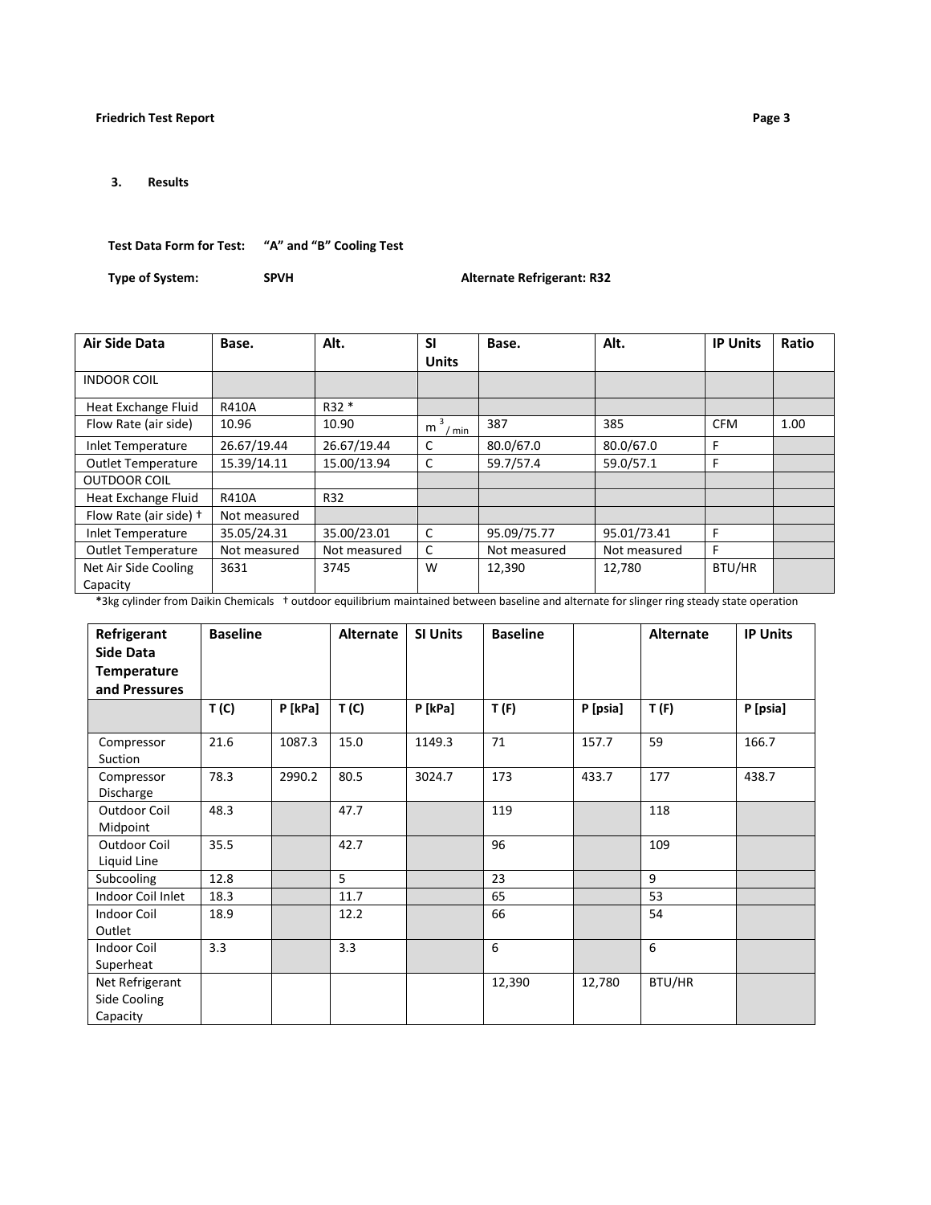### 3. Results

**Test Data Form for Test: "A" and "B" Cooling Test**

**Type of System: SPVH** **Alternate Refrigerant: R32**

| Air Side Data | Base. | Alt. | SI Units | Base. | Alt. | IP Units | Ratio |
|---|---|---|---|---|---|---|---|
| INDOOR COIL | | | | | | | |
| Heat Exchange Fluid | R410A | R32 * | | | | | |
| Flow Rate (air side) | 10.96 | 10.90 | $m^3$ / min | 387 | 385 | CFM | 1.00 |
| Inlet Temperature | 26.67/19.44 | 26.67/19.44 | C | 80.0/67.0 | 80.0/67.0 | F | |
| Outlet Temperature | 15.39/14.11 | 15.00/13.94 | C | 59.7/57.4 | 59.0/57.1 | F | |
| OUTDOOR COIL | | | | | | | |
| Heat Exchange Fluid | R410A | R32 | | | | | |
| Flow Rate (air side) † | Not measured | | | | | | |
| Inlet Temperature | 35.05/24.31 | 35.00/23.01 | C | 95.09/75.77 | 95.01/73.41 | F | |
| Outlet Temperature | Not measured | Not measured | C | Not measured | Not measured | F | |
| Net Air Side Cooling Capacity | 3631 | 3745 | W | 12,390 | 12,780 | BTU/HR | |

*3kg cylinder from Daikin Chemicals † outdoor equilibrium maintained between baseline and alternate for slinger ring steady state operation

| Refrigerant Side Data Temperature and Pressures | Baseline | | Alternate | SI Units | Baseline | | Alternate | IP Units |
|---|---|---|---|---|---|---|---|---|
| | T (C) | P [kPa] | T (C) | P [kPa] | T (F) | P [psia] | T (F) | P [psia] |
| Compressor Suction | 21.6 | 1087.3 | 15.0 | 1149.3 | 71 | 157.7 | 59 | 166.7 |
| Compressor Discharge | 78.3 | 2990.2 | 80.5 | 3024.7 | 173 | 433.7 | 177 | 438.7 |
| Outdoor Coil Midpoint | 48.3 | | 47.7 | | 119 | | 118 | |
| Outdoor Coil Liquid Line | 35.5 | | 42.7 | | 96 | | 109 | |
| Subcooling | 12.8 | | 5 | | 23 | | 9 | |
| Indoor Coil Inlet | 18.3 | | 11.7 | | 65 | | 53 | |
| Indoor Coil Outlet | 18.9 | | 12.2 | | 66 | | 54 | |
| Indoor Coil Superheat | 3.3 | | 3.3 | | 6 | | 6 | |
| Net Refrigerant Side Cooling Capacity | | | | | 12,390 | 12,780 | BTU/HR | |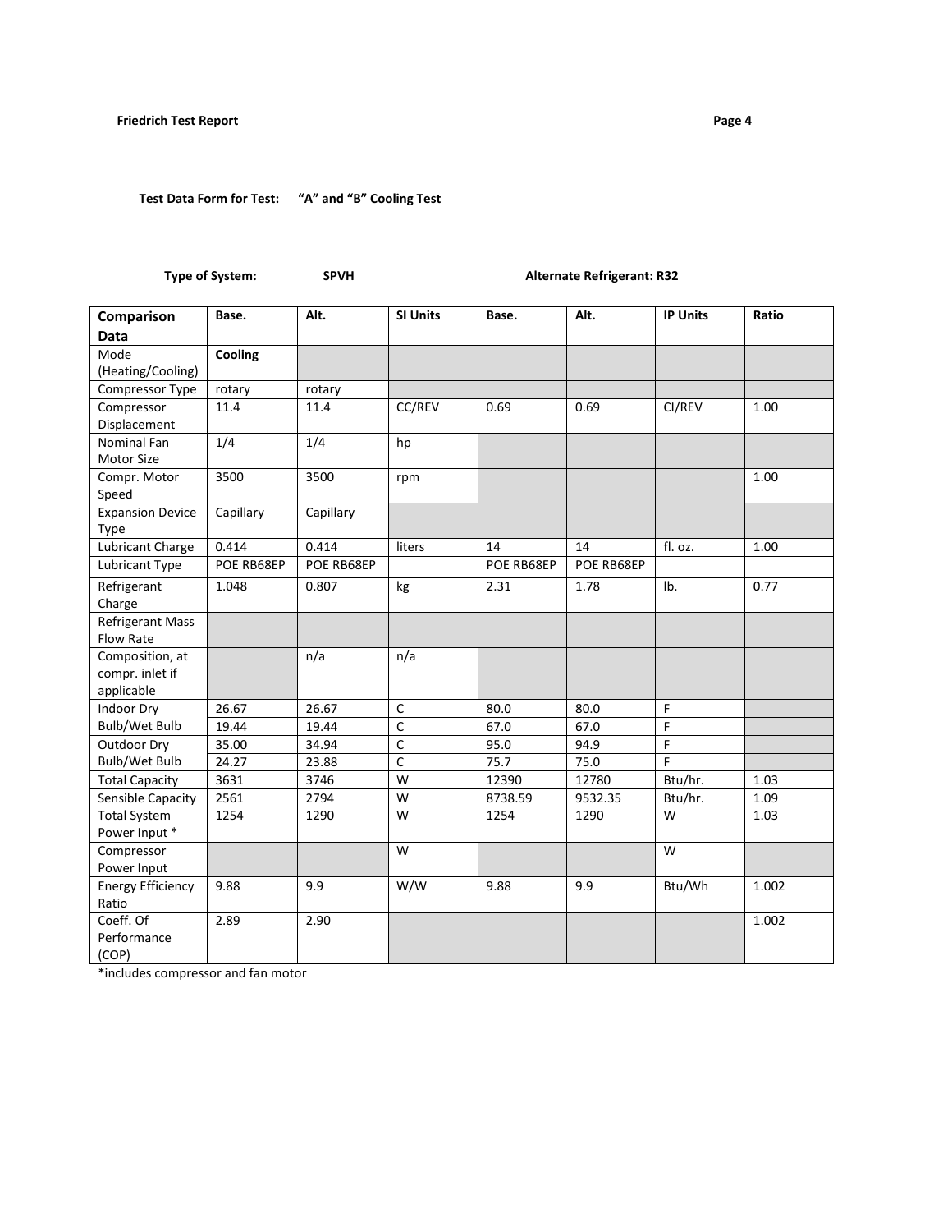**Test Data Form for Test: "A" and "B" Cooling Test**

**Type of System: SPVH** **Alternate Refrigerant: R32**

| Comparison Data | Base. | Alt. | SI Units | Base. | Alt. | IP Units | Ratio |
|---|---|---|---|---|---|---|---|
| Mode (Heating/Cooling) | **Cooling** | | | | | | |
| Compressor Type | rotary | rotary | | | | | |
| Compressor Displacement | 11.4 | 11.4 | CC/REV | 0.69 | 0.69 | CI/REV | 1.00 |
| Nominal Fan Motor Size | 1/4 | 1/4 | hp | | | | |
| Compr. Motor Speed | 3500 | 3500 | rpm | | | | 1.00 |
| Expansion Device Type | Capillary | Capillary | | | | | |
| Lubricant Charge | 0.414 | 0.414 | liters | 14 | 14 | fl. oz. | 1.00 |
| Lubricant Type | POE RB68EP | POE RB68EP | | POE RB68EP | POE RB68EP | | |
| Refrigerant Charge | 1.048 | 0.807 | kg | 2.31 | 1.78 | lb. | 0.77 |
| Refrigerant Mass Flow Rate | | | | | | | |
| Composition, at compr. inlet if applicable | | n/a | n/a | | | | |
| Indoor Dry Bulb/Wet Bulb | 26.67 | 26.67 | C | 80.0 | 80.0 | F | |
| | 19.44 | 19.44 | C | 67.0 | 67.0 | F | |
| Outdoor Dry Bulb/Wet Bulb | 35.00 | 34.94 | C | 95.0 | 94.9 | F | |
| | 24.27 | 23.88 | C | 75.7 | 75.0 | F | |
| Total Capacity | 3631 | 3746 | W | 12390 | 12780 | Btu/hr. | 1.03 |
| Sensible Capacity | 2561 | 2794 | W | 8738.59 | 9532.35 | Btu/hr. | 1.09 |
| Total System Power Input * | 1254 | 1290 | W | 1254 | 1290 | W | 1.03 |
| Compressor Power Input | | | W | | | W | |
| Energy Efficiency Ratio | 9.88 | 9.9 | W/W | 9.88 | 9.9 | Btu/Wh | 1.002 |
| Coeff. Of Performance (COP) | 2.89 | 2.90 | | | | | 1.002 |

*includes compressor and fan motor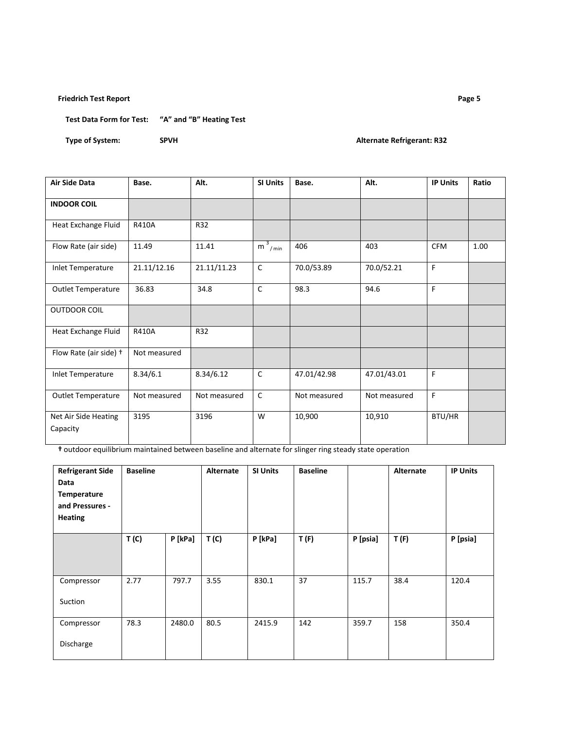**Friedrich Test Report**

**Test Data Form for Test: "A" and "B" Heating Test**

**Type of System: SPVH**

**Alternate Refrigerant: R32**

| **Air Side Data** | **Base.** | **Alt.** | **SI Units** | **Base.** | **Alt.** | **IP Units** | **Ratio** |
|---|---|---|---|---|---|---|---|
| **INDOOR COIL** | | | | | | | |
| Heat Exchange Fluid | R410A | R32 | | | | | |
| Flow Rate (air side) | 11.49 | 11.41 | $m^3/_{min}$ | 406 | 403 | CFM | 1.00 |
| Inlet Temperature | 21.11/12.16 | 21.11/11.23 | C | 70.0/53.89 | 70.0/52.21 | F | |
| Outlet Temperature | 36.83 | 34.8 | C | 98.3 | 94.6 | F | |
| OUTDOOR COIL | | | | | | | |
| Heat Exchange Fluid | R410A | R32 | | | | | |
| Flow Rate (air side) † | Not measured | | | | | | |
| Inlet Temperature | 8.34/6.1 | 8.34/6.12 | C | 47.01/42.98 | 47.01/43.01 | F | |
| Outlet Temperature | Not measured | Not measured | C | Not measured | Not measured | F | |
| Net Air Side Heating Capacity | 3195 | 3196 | W | 10,900 | 10,910 | BTU/HR | |

**†** outdoor equilibrium maintained between baseline and alternate for slinger ring steady state operation

| **Refrigerant Side Data Temperature and Pressures - Heating** | **Baseline** | | **Alternate** | **SI Units** | **Baseline** | | **Alternate** | **IP Units** |
|---|---|---|---|---|---|---|---|---|
| | **T (C)** | **P [kPa]** | **T (C)** | **P [kPa]** | **T (F)** | **P [psia]** | **T (F)** | **P [psia]** |
| Compressor Suction | 2.77 | 797.7 | 3.55 | 830.1 | 37 | 115.7 | 38.4 | 120.4 |
| Compressor Discharge | 78.3 | 2480.0 | 80.5 | 2415.9 | 142 | 359.7 | 158 | 350.4 |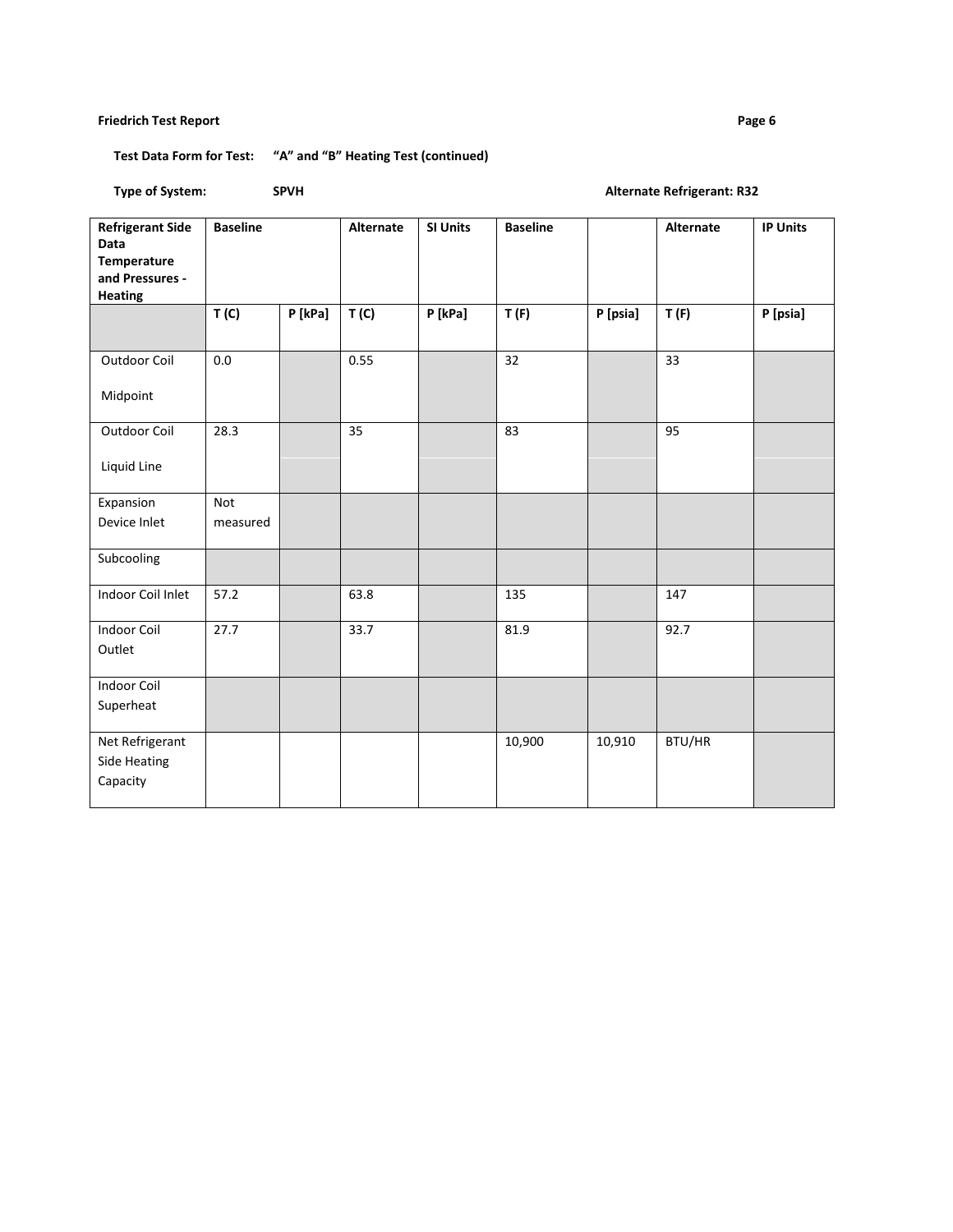**Test Data Form for Test: “A” and “B” Heating Test (continued)**

**Type of System:** SPVH **Alternate Refrigerant: R32**

| Refrigerant Side Data Temperature and Pressures - Heating | Baseline | | Alternate | SI Units | Baseline | | Alternate | IP Units |
|---|---|---|---|---|---|---|---|---|
| | T (C) | P [kPa] | T (C) | P [kPa] | T (F) | P [psia] | T (F) | P [psia] |
| Outdoor Coil Midpoint | 0.0 | | 0.55 | | 32 | | 33 | |
| Outdoor Coil Liquid Line | 28.3 | | 35 | | 83 | | 95 | |
| Expansion Device Inlet | Not measured | | | | | | | |
| Subcooling | | | | | | | | |
| Indoor Coil Inlet | 57.2 | | 63.8 | | 135 | | 147 | |
| Indoor Coil Outlet | 27.7 | | 33.7 | | 81.9 | | 92.7 | |
| Indoor Coil Superheat | | | | | | | | |
| Net Refrigerant Side Heating Capacity | | | | | 10,900 | 10,910 | BTU/HR | |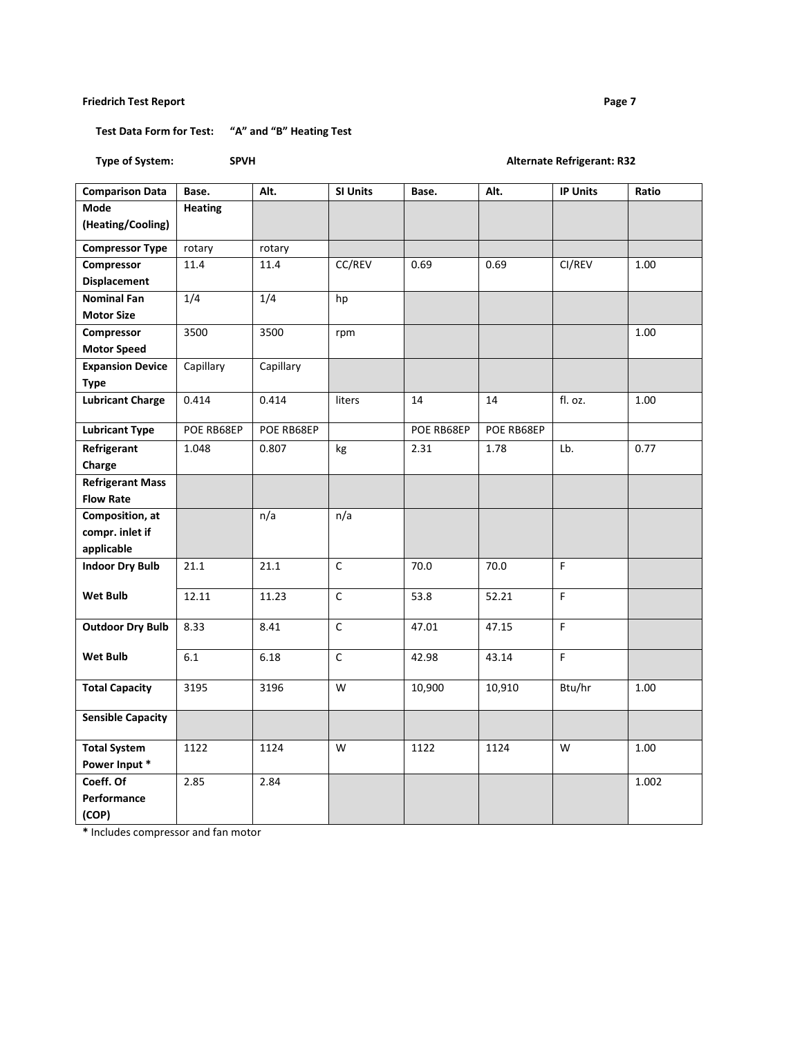**Friedrich Test Report**

**Test Data Form for Test: "A" and "B" Heating Test**

**Type of System: SPVH** **Alternate Refrigerant: R32**

| Comparison Data | Base. | Alt. | SI Units | Base. | Alt. | IP Units | Ratio |
|---|---|---|---|---|---|---|---|
| **Mode (Heating/Cooling)** | **Heating** | | | | | | |
| **Compressor Type** | rotary | rotary | | | | | |
| **Compressor Displacement** | 11.4 | 11.4 | CC/REV | 0.69 | 0.69 | CI/REV | 1.00 |
| **Nominal Fan Motor Size** | 1/4 | 1/4 | hp | | | | |
| **Compressor Motor Speed** | 3500 | 3500 | rpm | | | | 1.00 |
| **Expansion Device Type** | Capillary | Capillary | | | | | |
| **Lubricant Charge** | 0.414 | 0.414 | liters | 14 | 14 | fl. oz. | 1.00 |
| **Lubricant Type** | POE RB68EP | POE RB68EP | | POE RB68EP | POE RB68EP | | |
| **Refrigerant Charge** | 1.048 | 0.807 | kg | 2.31 | 1.78 | Lb. | 0.77 |
| **Refrigerant Mass Flow Rate** | | | | | | | |
| **Composition, at compr. inlet if applicable** | | n/a | n/a | | | | |
| **Indoor Dry Bulb** | 21.1 | 21.1 | C | 70.0 | 70.0 | F | |
| **Wet Bulb** | 12.11 | 11.23 | C | 53.8 | 52.21 | F | |
| **Outdoor Dry Bulb** | 8.33 | 8.41 | C | 47.01 | 47.15 | F | |
| **Wet Bulb** | 6.1 | 6.18 | C | 42.98 | 43.14 | F | |
| **Total Capacity** | 3195 | 3196 | W | 10,900 | 10,910 | Btu/hr | 1.00 |
| **Sensible Capacity** | | | | | | | |
| **Total System Power Input *** | 1122 | 1124 | W | 1122 | 1124 | W | 1.00 |
| **Coeff. Of Performance (COP)** | 2.85 | 2.84 | | | | | 1.002 |

**\*** Includes compressor and fan motor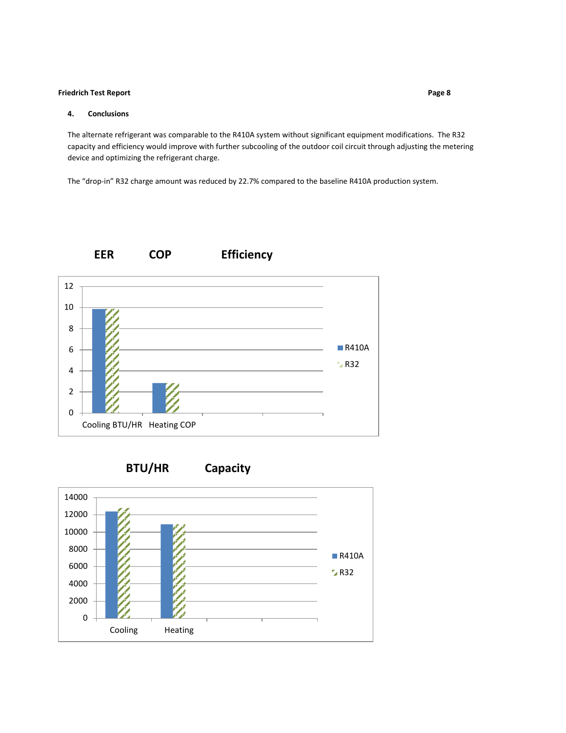## 4. Conclusions

The alternate refrigerant was comparable to the R410A system without significant equipment modifications. The R32 capacity and efficiency would improve with further subcooling of the outdoor coil circuit through adjusting the metering device and optimizing the refrigerant charge.

The “drop-in” R32 charge amount was reduced by 22.7% compared to the baseline R410A production system.

**EER COP Efficiency**

**BTU/HR Capacity**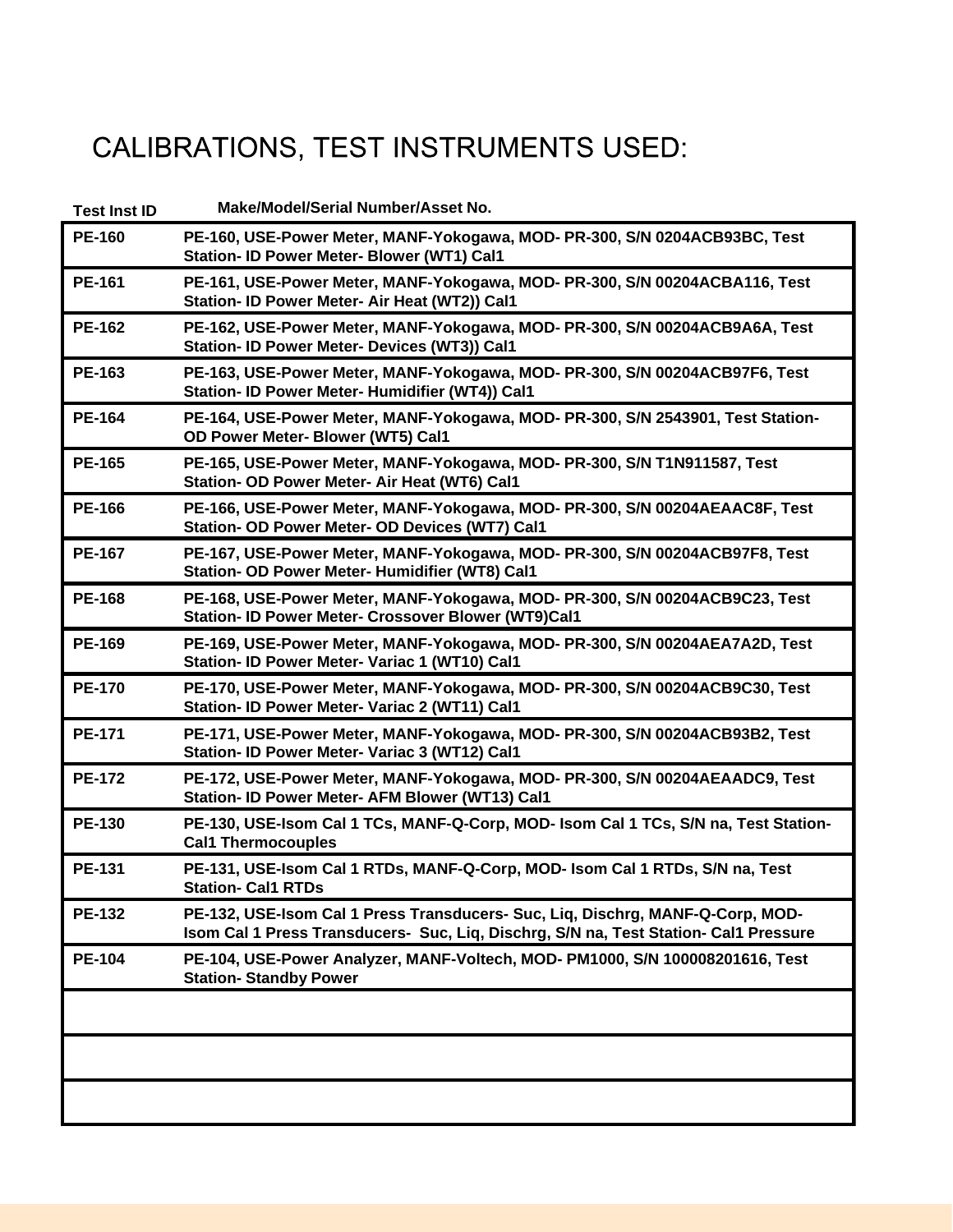# CALIBRATIONS, TEST INSTRUMENTS USED:

| Test Inst ID | Make/Model/Serial Number/Asset No. |
|---|---|
| PE-160 | PE-160, USE-Power Meter, MANF-Yokogawa, MOD- PR-300, S/N 0204ACB93BC, Test Station- ID Power Meter- Blower (WT1) Cal1 |
| PE-161 | PE-161, USE-Power Meter, MANF-Yokogawa, MOD- PR-300, S/N 00204ACBA116, Test Station- ID Power Meter- Air Heat (WT2)) Cal1 |
| PE-162 | PE-162, USE-Power Meter, MANF-Yokogawa, MOD- PR-300, S/N 00204ACB9A6A, Test Station- ID Power Meter- Devices (WT3)) Cal1 |
| PE-163 | PE-163, USE-Power Meter, MANF-Yokogawa, MOD- PR-300, S/N 00204ACB97F6, Test Station- ID Power Meter- Humidifier (WT4)) Cal1 |
| PE-164 | PE-164, USE-Power Meter, MANF-Yokogawa, MOD- PR-300, S/N 2543901, Test Station- OD Power Meter- Blower (WT5) Cal1 |
| PE-165 | PE-165, USE-Power Meter, MANF-Yokogawa, MOD- PR-300, S/N T1N911587, Test Station- OD Power Meter- Air Heat (WT6) Cal1 |
| PE-166 | PE-166, USE-Power Meter, MANF-Yokogawa, MOD- PR-300, S/N 00204AEAAC8F, Test Station- OD Power Meter- OD Devices (WT7) Cal1 |
| PE-167 | PE-167, USE-Power Meter, MANF-Yokogawa, MOD- PR-300, S/N 00204ACB97F8, Test Station- OD Power Meter- Humidifier (WT8) Cal1 |
| PE-168 | PE-168, USE-Power Meter, MANF-Yokogawa, MOD- PR-300, S/N 00204ACB9C23, Test Station- ID Power Meter- Crossover Blower (WT9)Cal1 |
| PE-169 | PE-169, USE-Power Meter, MANF-Yokogawa, MOD- PR-300, S/N 00204AEA7A2D, Test Station- ID Power Meter- Variac 1 (WT10) Cal1 |
| PE-170 | PE-170, USE-Power Meter, MANF-Yokogawa, MOD- PR-300, S/N 00204ACB9C30, Test Station- ID Power Meter- Variac 2 (WT11) Cal1 |
| PE-171 | PE-171, USE-Power Meter, MANF-Yokogawa, MOD- PR-300, S/N 00204ACB93B2, Test Station- ID Power Meter- Variac 3 (WT12) Cal1 |
| PE-172 | PE-172, USE-Power Meter, MANF-Yokogawa, MOD- PR-300, S/N 00204AEAADC9, Test Station- ID Power Meter- AFM Blower (WT13) Cal1 |
| PE-130 | PE-130, USE-Isom Cal 1 TCs, MANF-Q-Corp, MOD- Isom Cal 1 TCs, S/N na, Test Station- Cal1 Thermocouples |
| PE-131 | PE-131, USE-Isom Cal 1 RTDs, MANF-Q-Corp, MOD- Isom Cal 1 RTDs, S/N na, Test Station- Cal1 RTDs |
| PE-132 | PE-132, USE-Isom Cal 1 Press Transducers- Suc, Liq, Dischrg, MANF-Q-Corp, MOD- Isom Cal 1 Press Transducers- Suc, Liq, Dischrg, S/N na, Test Station- Cal1 Pressure |
| PE-104 | PE-104, USE-Power Analyzer, MANF-Voltech, MOD- PM1000, S/N 100008201616, Test Station- Standby Power |
| | |
| | |
| | |